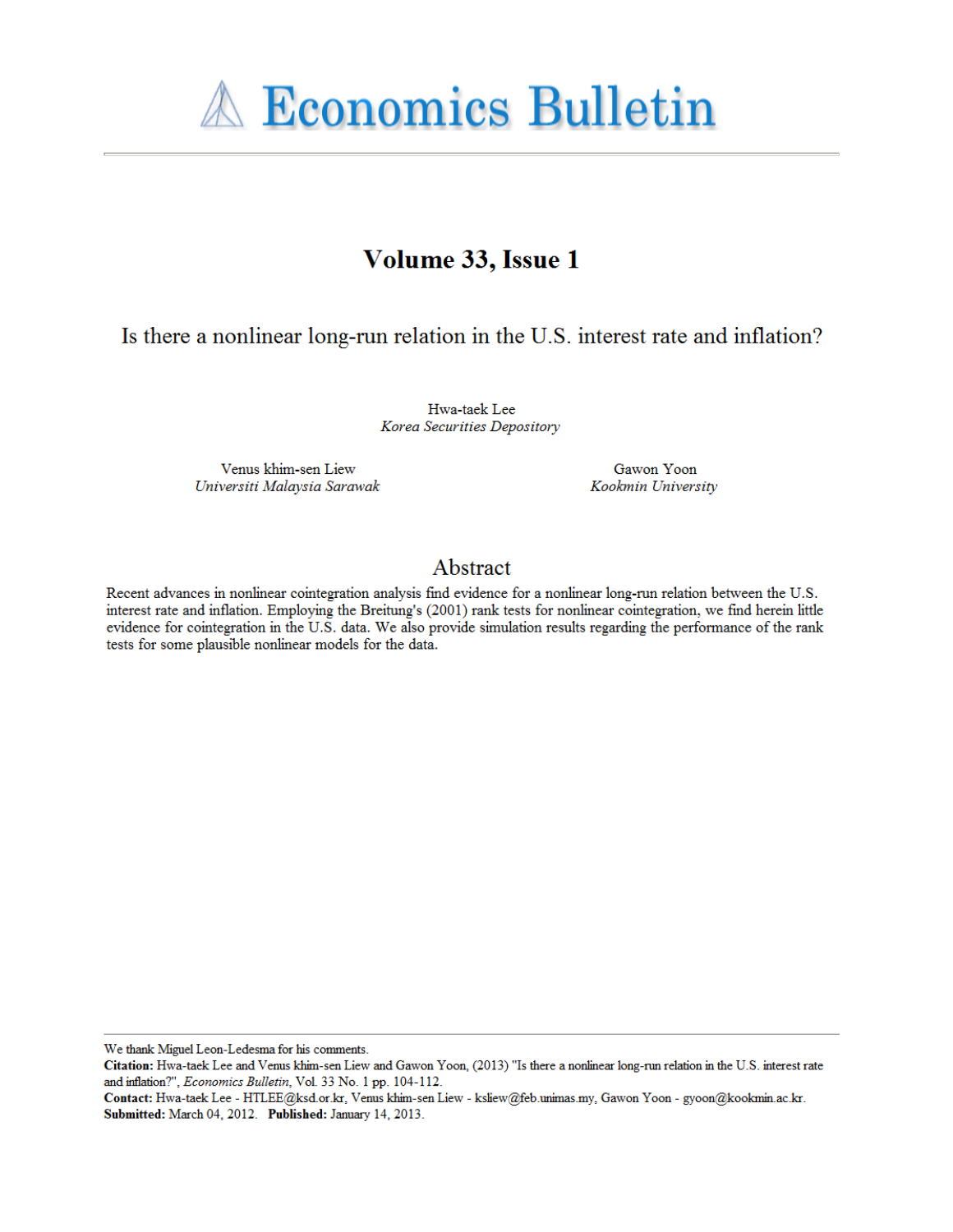# Economics Bulletin

## Volume 33, Issue 1

### Is there a nonlinear long-run relation in the U.S. interest rate and inflation?

Hwa-taek Lee
*Korea Securities Depository*

Venus khim-sen Liew
*Universiti Malaysia Sarawak*

Gawon Yoon
*Kookmin University*

## Abstract

Recent advances in nonlinear cointegration analysis find evidence for a nonlinear long-run relation between the U.S. interest rate and inflation. Employing the Breitung's (2001) rank tests for nonlinear cointegration, we find herein little evidence for cointegration in the U.S. data. We also provide simulation results regarding the performance of the rank tests for some plausible nonlinear models for the data.

---

We thank Miguel Leon-Ledesma for his comments.
**Citation:** Hwa-taek Lee and Venus khim-sen Liew and Gawon Yoon, (2013) "Is there a nonlinear long-run relation in the U.S. interest rate and inflation?", *Economics Bulletin*, Vol. 33 No. 1 pp. 104-112.
**Contact:** Hwa-taek Lee - HTLEE@ksd.or.kr, Venus khim-sen Liew - ksliew@feb.unimas.my, Gawon Yoon - gyoon@kookmin.ac.kr.
**Submitted:** March 04, 2012. **Published:** January 14, 2013.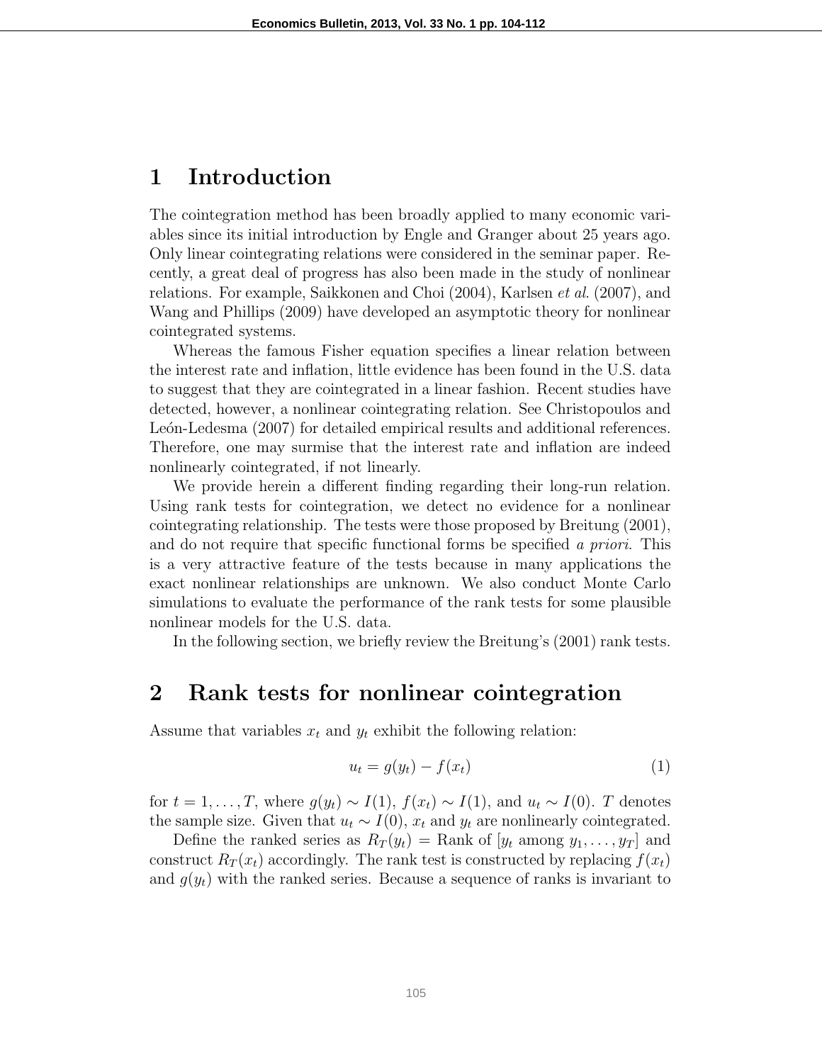# 1 Introduction

The cointegration method has been broadly applied to many economic variables since its initial introduction by Engle and Granger about 25 years ago. Only linear cointegrating relations were considered in the seminar paper. Recently, a great deal of progress has also been made in the study of nonlinear relations. For example, Saikkonen and Choi (2004), Karlsen *et al*. (2007), and Wang and Phillips (2009) have developed an asymptotic theory for nonlinear cointegrated systems.

Whereas the famous Fisher equation specifies a linear relation between the interest rate and inflation, little evidence has been found in the U.S. data to suggest that they are cointegrated in a linear fashion. Recent studies have detected, however, a nonlinear cointegrating relation. See Christopoulos and León-Ledesma (2007) for detailed empirical results and additional references. Therefore, one may surmise that the interest rate and inflation are indeed nonlinearly cointegrated, if not linearly.

We provide herein a different finding regarding their long-run relation. Using rank tests for cointegration, we detect no evidence for a nonlinear cointegrating relationship. The tests were those proposed by Breitung (2001), and do not require that specific functional forms be specified *a priori*. This is a very attractive feature of the tests because in many applications the exact nonlinear relationships are unknown. We also conduct Monte Carlo simulations to evaluate the performance of the rank tests for some plausible nonlinear models for the U.S. data.

In the following section, we briefly review the Breitung's (2001) rank tests.

# 2 Rank tests for nonlinear cointegration

Assume that variables $x_t$ and $y_t$ exhibit the following relation:

$$u_t = g(y_t) - f(x_t) \tag{1}$$

for $t = 1, \ldots, T$, where $g(y_t) \sim I(1)$, $f(x_t) \sim I(1)$, and $u_t \sim I(0)$. $T$ denotes the sample size. Given that $u_t \sim I(0)$, $x_t$ and $y_t$ are nonlinearly cointegrated.

Define the ranked series as $R_T(y_t) = \text{Rank of } [y_t \text{ among } y_1, \ldots, y_T]$ and construct $R_T(x_t)$ accordingly. The rank test is constructed by replacing $f(x_t)$ and $g(y_t)$ with the ranked series. Because a sequence of ranks is invariant to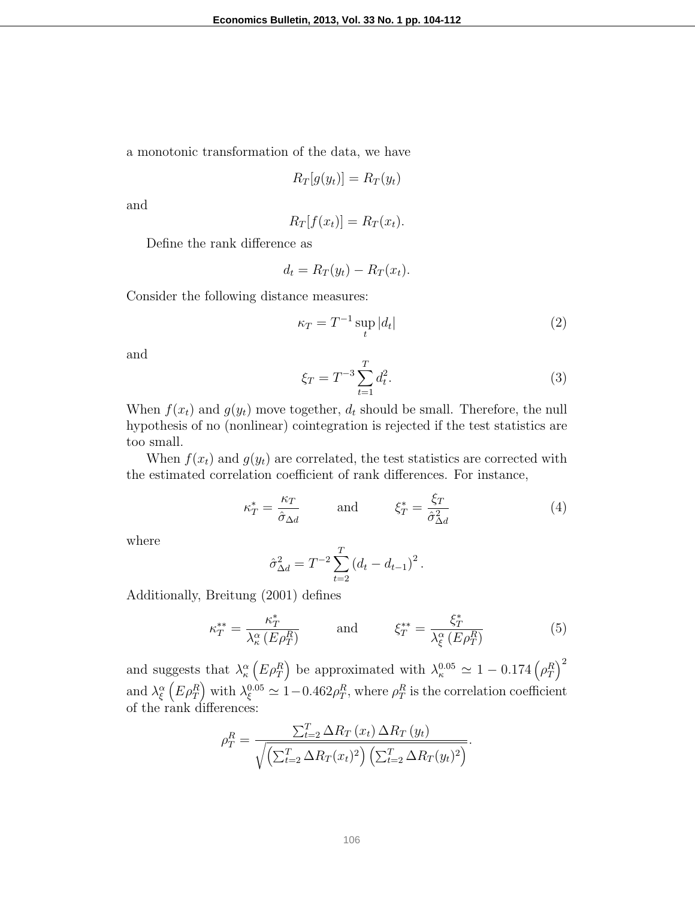a monotonic transformation of the data, we have

$$R_T[g(y_t)] = R_T(y_t)$$

and

$$R_T[f(x_t)] = R_T(x_t).$$

Define the rank difference as

$$d_t = R_T(y_t) - R_T(x_t).$$

Consider the following distance measures:

$$\kappa_T = T^{-1} \sup_t |d_t| \tag{2}$$

and

$$\xi_T = T^{-3} \sum_{t=1}^{T} d_t^2. \tag{3}$$

When $f(x_t)$ and $g(y_t)$ move together, $d_t$ should be small. Therefore, the null hypothesis of no (nonlinear) cointegration is rejected if the test statistics are too small.

When $f(x_t)$ and $g(y_t)$ are correlated, the test statistics are corrected with the estimated correlation coefficient of rank differences. For instance,

$$\kappa_T^* = \frac{\kappa_T}{\hat{\sigma}_{\Delta d}} \qquad \text{and} \qquad \xi_T^* = \frac{\xi_T}{\hat{\sigma}_{\Delta d}^2} \tag{4}$$

where

$$\hat{\sigma}_{\Delta d}^2 = T^{-2} \sum_{t=2}^{T} \left(d_t - d_{t-1}\right)^2.$$

Additionally, Breitung (2001) defines

$$\kappa_T^{**} = \frac{\kappa_T^*}{\lambda_\kappa^\alpha \left(E\rho_T^R\right)} \qquad \text{and} \qquad \xi_T^{**} = \frac{\xi_T^*}{\lambda_\xi^\alpha \left(E\rho_T^R\right)} \tag{5}$$

and suggests that $\lambda_\kappa^\alpha \left(E\rho_T^R\right)$ be approximated with $\lambda_\kappa^{0.05} \simeq 1 - 0.174 \left(\rho_T^R\right)^2$ and $\lambda_\xi^\alpha \left(E\rho_T^R\right)$ with $\lambda_\xi^{0.05} \simeq 1 - 0.462 \rho_T^R$, where $\rho_T^R$ is the correlation coefficient of the rank differences:

$$\rho_T^R = \frac{\sum_{t=2}^{T} \Delta R_T\left(x_t\right) \Delta R_T\left(y_t\right)}{\sqrt{\left(\sum_{t=2}^{T} \Delta R_T(x_t)^2\right)\left(\sum_{t=2}^{T} \Delta R_T(y_t)^2\right)}}.$$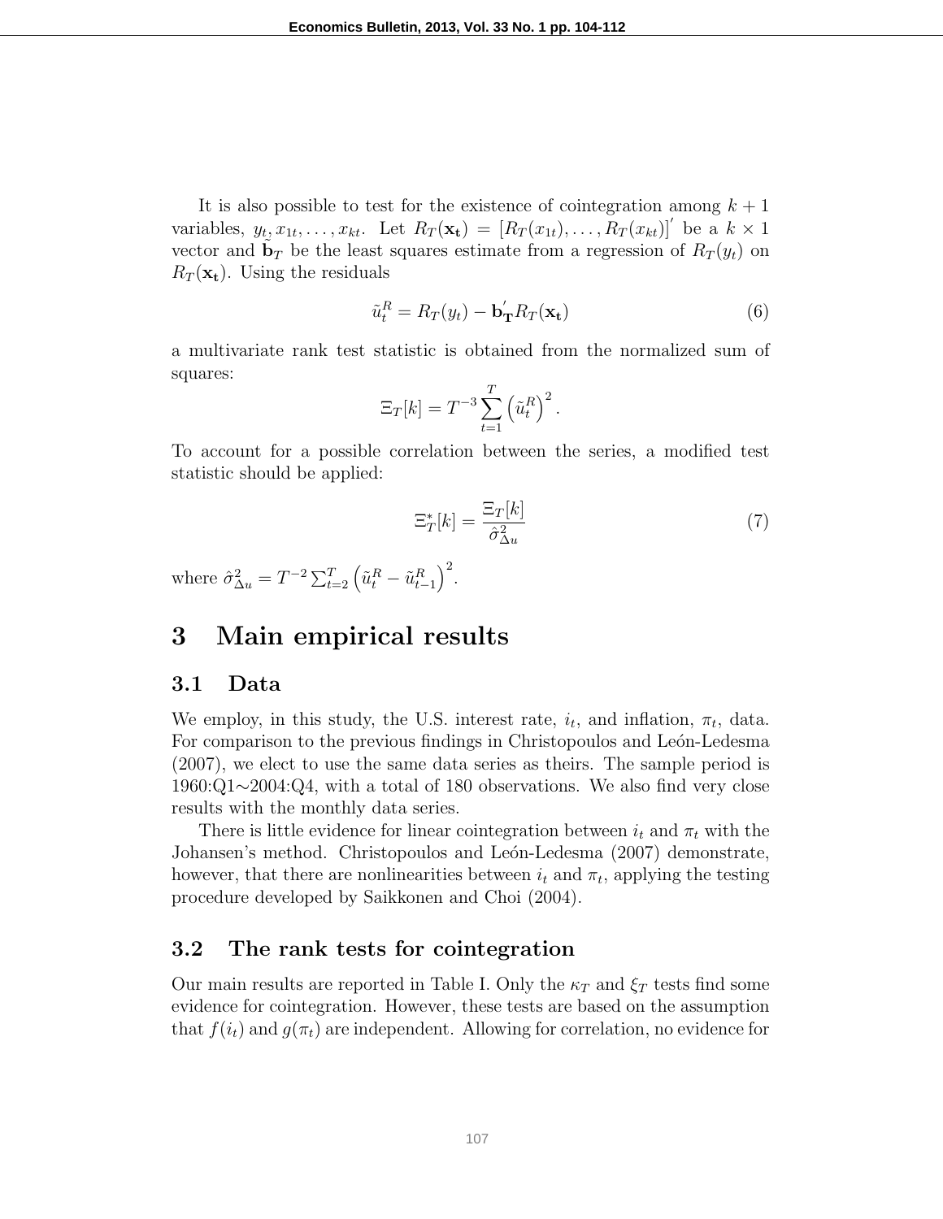It is also possible to test for the existence of cointegration among $k+1$ variables, $y_t, x_{1t}, \ldots, x_{kt}$. Let $R_T(\mathbf{x_t}) = [R_T(x_{1t}), \ldots, R_T(x_{kt})]'$ be a $k \times 1$ vector and $\mathbf{b}_T$ be the least squares estimate from a regression of $R_T(y_t)$ on $R_T(\mathbf{x_t})$. Using the residuals

$$\tilde{u}_t^R = R_T(y_t) - \mathbf{b}_\mathbf{T}' R_T(\mathbf{x_t}) \tag{6}$$

a multivariate rank test statistic is obtained from the normalized sum of squares:

$$\Xi_T[k] = T^{-3} \sum_{t=1}^{T} \left(\tilde{u}_t^R\right)^2.$$

To account for a possible correlation between the series, a modified test statistic should be applied:

$$\Xi_T^*[k] = \frac{\Xi_T[k]}{\hat{\sigma}_{\Delta u}^2} \tag{7}$$

where $\hat{\sigma}_{\Delta u}^2 = T^{-2} \sum_{t=2}^{T} \left(\tilde{u}_t^R - \tilde{u}_{t-1}^R\right)^2$.

# 3 Main empirical results

## 3.1 Data

We employ, in this study, the U.S. interest rate, $i_t$, and inflation, $\pi_t$, data. For comparison to the previous findings in Christopoulos and León-Ledesma (2007), we elect to use the same data series as theirs. The sample period is 1960:Q1$\sim$2004:Q4, with a total of 180 observations. We also find very close results with the monthly data series.

There is little evidence for linear cointegration between $i_t$ and $\pi_t$ with the Johansen's method. Christopoulos and León-Ledesma (2007) demonstrate, however, that there are nonlinearities between $i_t$ and $\pi_t$, applying the testing procedure developed by Saikkonen and Choi (2004).

## 3.2 The rank tests for cointegration

Our main results are reported in Table I. Only the $\kappa_T$ and $\xi_T$ tests find some evidence for cointegration. However, these tests are based on the assumption that $f(i_t)$ and $g(\pi_t)$ are independent. Allowing for correlation, no evidence for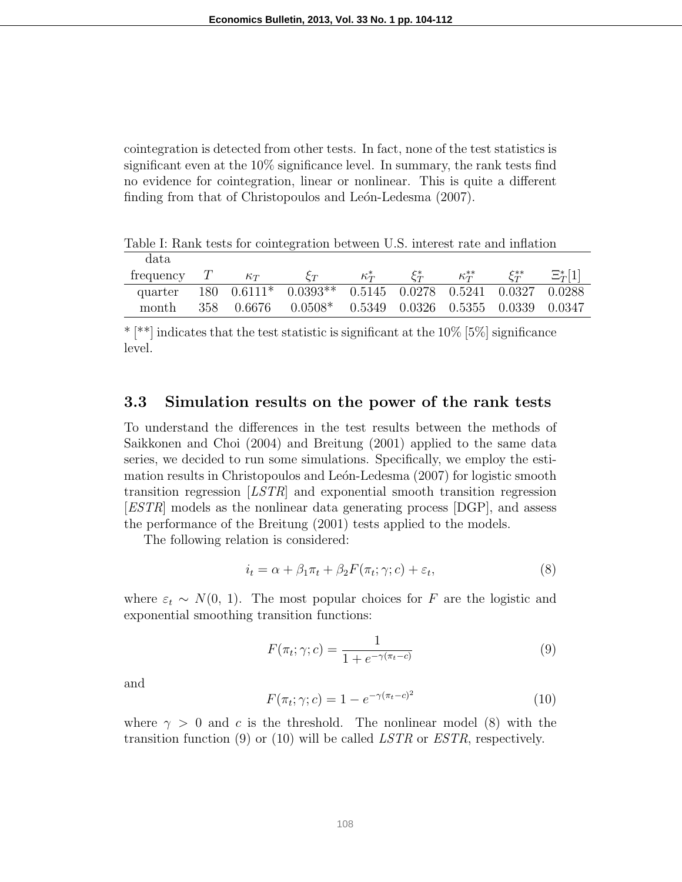cointegration is detected from other tests. In fact, none of the test statistics is significant even at the 10% significance level. In summary, the rank tests find no evidence for cointegration, linear or nonlinear. This is quite a different finding from that of Christopoulos and León-Ledesma (2007).

Table I: Rank tests for cointegration between U.S. interest rate and inflation

| data frequency | $T$ | $\kappa_T$ | $\xi_T$ | $\kappa_T^*$ | $\xi_T^*$ | $\kappa_T^{**}$ | $\xi_T^{**}$ | $\Xi_T^*[1]$ |
|---|---|---|---|---|---|---|---|---|
| quarter | 180 | 0.6111* | 0.0393** | 0.5145 | 0.0278 | 0.5241 | 0.0327 | 0.0288 |
| month | 358 | 0.6676 | 0.0508* | 0.5349 | 0.0326 | 0.5355 | 0.0339 | 0.0347 |

* [**] indicates that the test statistic is significant at the 10% [5%] significance level.

### 3.3 Simulation results on the power of the rank tests

To understand the differences in the test results between the methods of Saikkonen and Choi (2004) and Breitung (2001) applied to the same data series, we decided to run some simulations. Specifically, we employ the estimation results in Christopoulos and León-Ledesma (2007) for logistic smooth transition regression [*LSTR*] and exponential smooth transition regression [*ESTR*] models as the nonlinear data generating process [DGP], and assess the performance of the Breitung (2001) tests applied to the models.

The following relation is considered:

$$i_t = \alpha + \beta_1 \pi_t + \beta_2 F(\pi_t; \gamma; c) + \varepsilon_t, \tag{8}$$

where $\varepsilon_t \sim N(0,\, 1)$. The most popular choices for $F$ are the logistic and exponential smoothing transition functions:

$$F(\pi_t; \gamma; c) = \frac{1}{1 + e^{-\gamma(\pi_t - c)}} \tag{9}$$

and

$$F(\pi_t; \gamma; c) = 1 - e^{-\gamma(\pi_t - c)^2} \tag{10}$$

where $\gamma > 0$ and $c$ is the threshold. The nonlinear model (8) with the transition function (9) or (10) will be called *LSTR* or *ESTR*, respectively.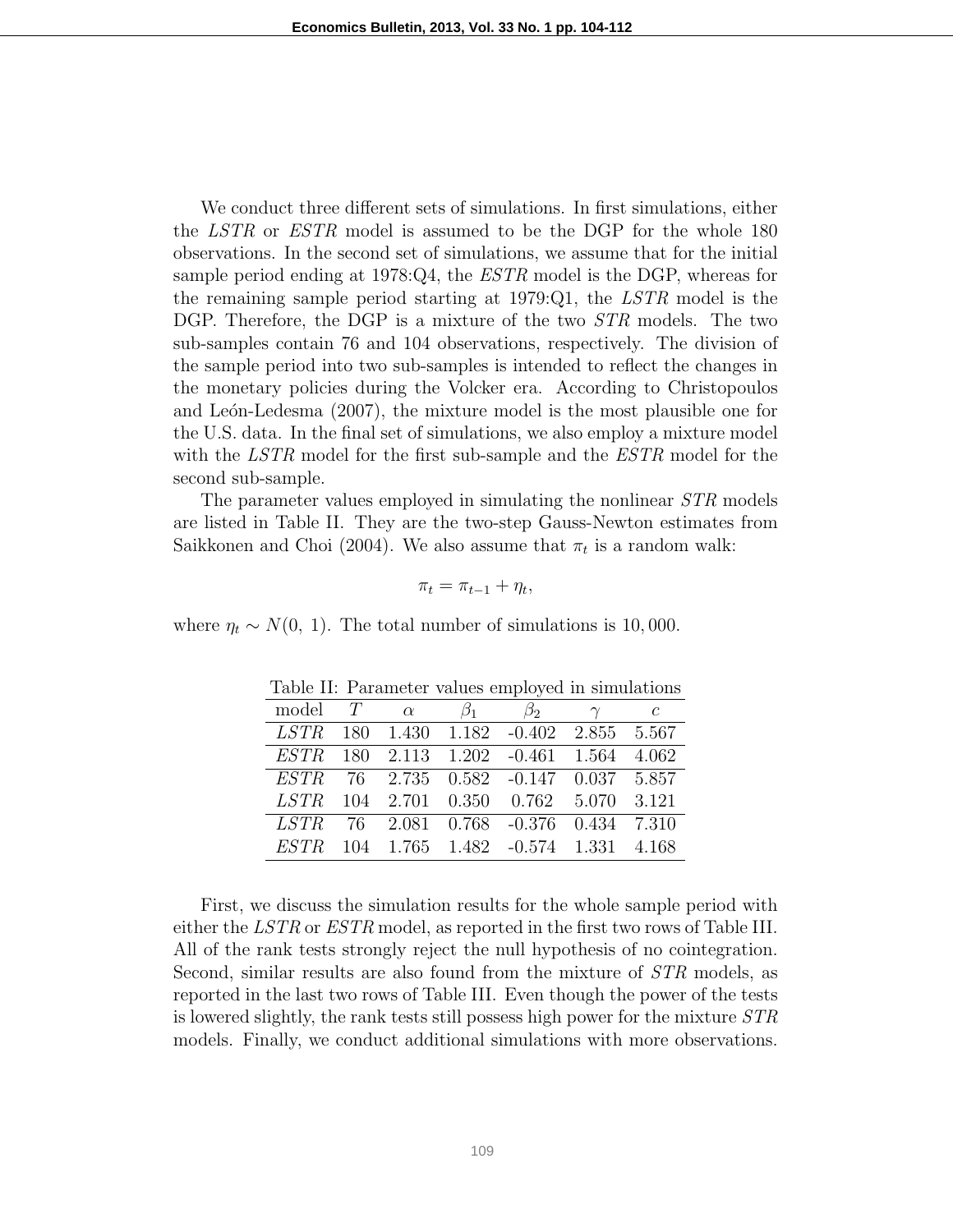We conduct three different sets of simulations. In first simulations, either the *LSTR* or *ESTR* model is assumed to be the DGP for the whole 180 observations. In the second set of simulations, we assume that for the initial sample period ending at 1978:Q4, the *ESTR* model is the DGP, whereas for the remaining sample period starting at 1979:Q1, the *LSTR* model is the DGP. Therefore, the DGP is a mixture of the two *STR* models. The two sub-samples contain 76 and 104 observations, respectively. The division of the sample period into two sub-samples is intended to reflect the changes in the monetary policies during the Volcker era. According to Christopoulos and León-Ledesma (2007), the mixture model is the most plausible one for the U.S. data. In the final set of simulations, we also employ a mixture model with the *LSTR* model for the first sub-sample and the *ESTR* model for the second sub-sample.

The parameter values employed in simulating the nonlinear *STR* models are listed in Table II. They are the two-step Gauss-Newton estimates from Saikkonen and Choi (2004). We also assume that $\pi_t$ is a random walk:

$$\pi_t = \pi_{t-1} + \eta_t,$$

where $\eta_t \sim N(0,\ 1)$. The total number of simulations is 10,000.

Table II: Parameter values employed in simulations

| model | $T$ | $\alpha$ | $\beta_1$ | $\beta_2$ | $\gamma$ | $c$ |
|---|---|---|---|---|---|---|
| *LSTR* | 180 | 1.430 | 1.182 | -0.402 | 2.855 | 5.567 |
| *ESTR* | 180 | 2.113 | 1.202 | -0.461 | 1.564 | 4.062 |
| *ESTR* | 76 | 2.735 | 0.582 | -0.147 | 0.037 | 5.857 |
| *LSTR* | 104 | 2.701 | 0.350 | 0.762 | 5.070 | 3.121 |
| *LSTR* | 76 | 2.081 | 0.768 | -0.376 | 0.434 | 7.310 |
| *ESTR* | 104 | 1.765 | 1.482 | -0.574 | 1.331 | 4.168 |

First, we discuss the simulation results for the whole sample period with either the *LSTR* or *ESTR* model, as reported in the first two rows of Table III. All of the rank tests strongly reject the null hypothesis of no cointegration. Second, similar results are also found from the mixture of *STR* models, as reported in the last two rows of Table III. Even though the power of the tests is lowered slightly, the rank tests still possess high power for the mixture *STR* models. Finally, we conduct additional simulations with more observations.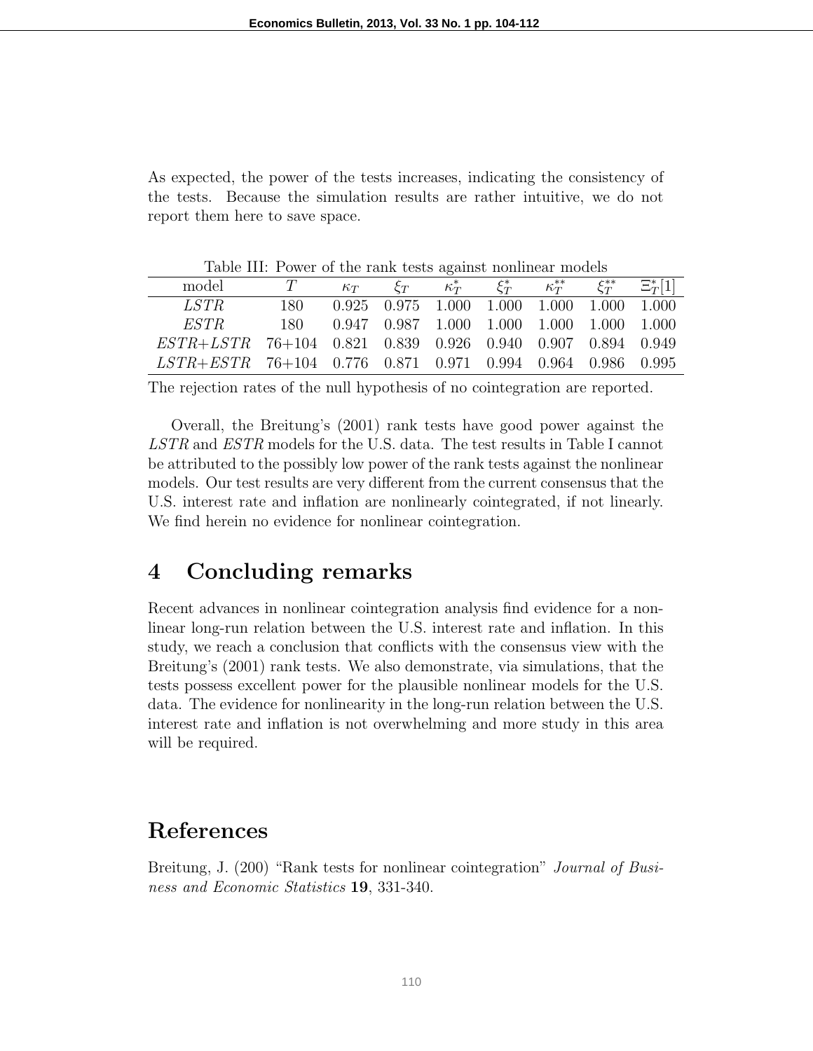As expected, the power of the tests increases, indicating the consistency of the tests. Because the simulation results are rather intuitive, we do not report them here to save space.

Table III: Power of the rank tests against nonlinear models

| model | $T$ | $\kappa_T$ | $\xi_T$ | $\kappa_T^*$ | $\xi_T^*$ | $\kappa_T^{**}$ | $\xi_T^{**}$ | $\Xi_T^*[1]$ |
|---|---|---|---|---|---|---|---|---|
| *LSTR* | 180 | 0.925 | 0.975 | 1.000 | 1.000 | 1.000 | 1.000 | 1.000 |
| *ESTR* | 180 | 0.947 | 0.987 | 1.000 | 1.000 | 1.000 | 1.000 | 1.000 |
| *ESTR+LSTR* | 76+104 | 0.821 | 0.839 | 0.926 | 0.940 | 0.907 | 0.894 | 0.949 |
| *LSTR+ESTR* | 76+104 | 0.776 | 0.871 | 0.971 | 0.994 | 0.964 | 0.986 | 0.995 |

The rejection rates of the null hypothesis of no cointegration are reported.

Overall, the Breitung's (2001) rank tests have good power against the *LSTR* and *ESTR* models for the U.S. data. The test results in Table I cannot be attributed to the possibly low power of the rank tests against the nonlinear models. Our test results are very different from the current consensus that the U.S. interest rate and inflation are nonlinearly cointegrated, if not linearly. We find herein no evidence for nonlinear cointegration.

# 4 Concluding remarks

Recent advances in nonlinear cointegration analysis find evidence for a nonlinear long-run relation between the U.S. interest rate and inflation. In this study, we reach a conclusion that conflicts with the consensus view with the Breitung's (2001) rank tests. We also demonstrate, via simulations, that the tests possess excellent power for the plausible nonlinear models for the U.S. data. The evidence for nonlinearity in the long-run relation between the U.S. interest rate and inflation is not overwhelming and more study in this area will be required.

# References

Breitung, J. (200) "Rank tests for nonlinear cointegration" *Journal of Business and Economic Statistics* **19**, 331-340.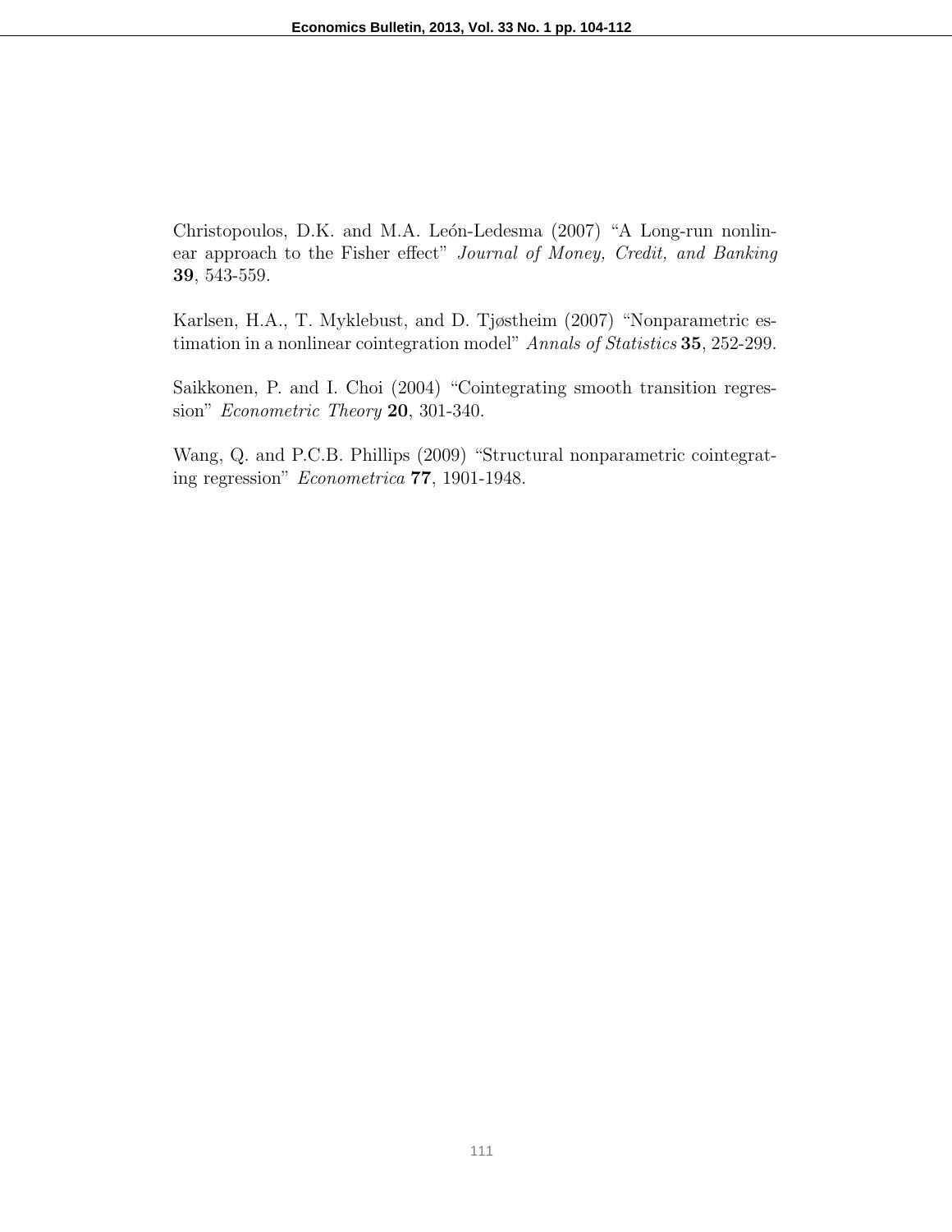Christopoulos, D.K. and M.A. León-Ledesma (2007) "A Long-run nonlinear approach to the Fisher effect" *Journal of Money, Credit, and Banking* **39**, 543-559.

Karlsen, H.A., T. Myklebust, and D. Tjøstheim (2007) "Nonparametric estimation in a nonlinear cointegration model" *Annals of Statistics* **35**, 252-299.

Saikkonen, P. and I. Choi (2004) "Cointegrating smooth transition regression" *Econometric Theory* **20**, 301-340.

Wang, Q. and P.C.B. Phillips (2009) "Structural nonparametric cointegrating regression" *Econometrica* **77**, 1901-1948.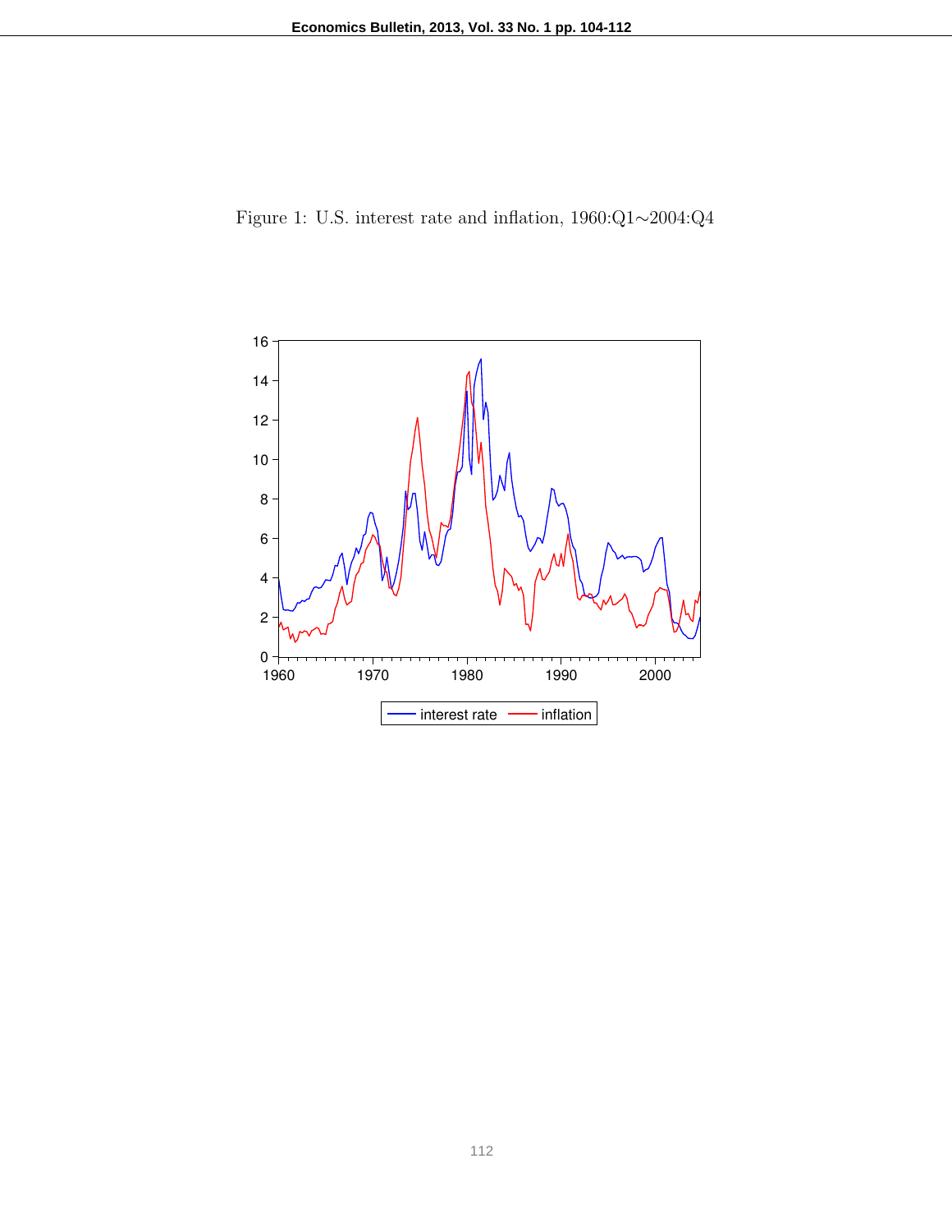Figure 1: U.S. interest rate and inflation, 1960:Q1∼2004:Q4

16
14
12
10
8
6
4
2
0
1960
1970
1980
1990
2000

interest rate
inflation